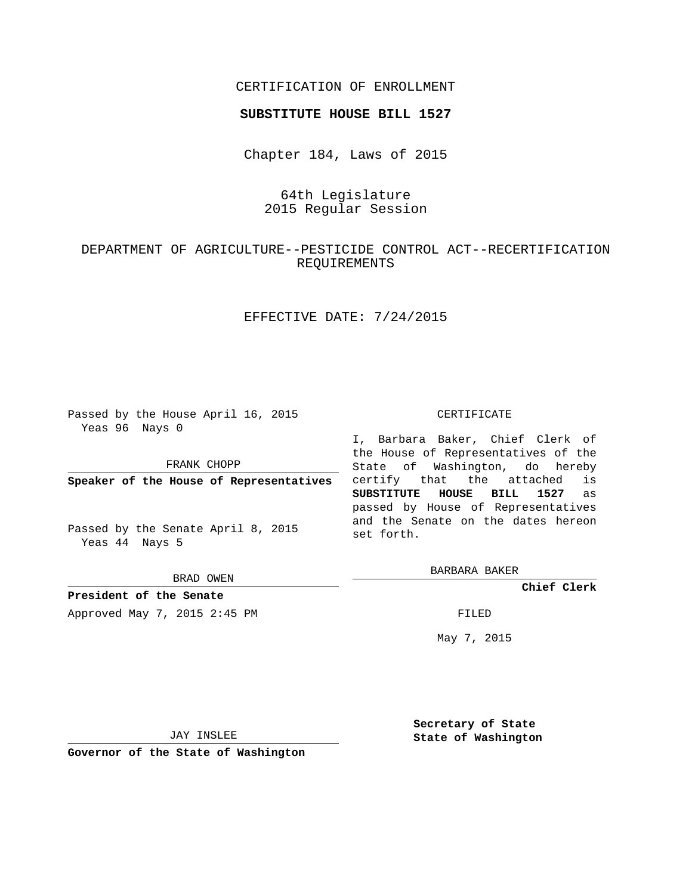CERTIFICATION OF ENROLLMENT

**SUBSTITUTE HOUSE BILL 1527**

Chapter 184, Laws of 2015

64th Legislature
2015 Regular Session

DEPARTMENT OF AGRICULTURE--PESTICIDE CONTROL ACT--RECERTIFICATION REQUIREMENTS

EFFECTIVE DATE: 7/24/2015

Passed by the House April 16, 2015
Yeas 96 Nays 0

FRANK CHOPP

**Speaker of the House of Representatives**

Passed by the Senate April 8, 2015
Yeas 44 Nays 5

BRAD OWEN

**President of the Senate**

Approved May 7, 2015 2:45 PM

JAY INSLEE

**Governor of the State of Washington**

CERTIFICATE

I, Barbara Baker, Chief Clerk of the House of Representatives of the State of Washington, do hereby certify that the attached is **SUBSTITUTE HOUSE BILL 1527** as passed by House of Representatives and the Senate on the dates hereon set forth.

BARBARA BAKER

**Chief Clerk**

FILED

May 7, 2015

**Secretary of State**
**State of Washington**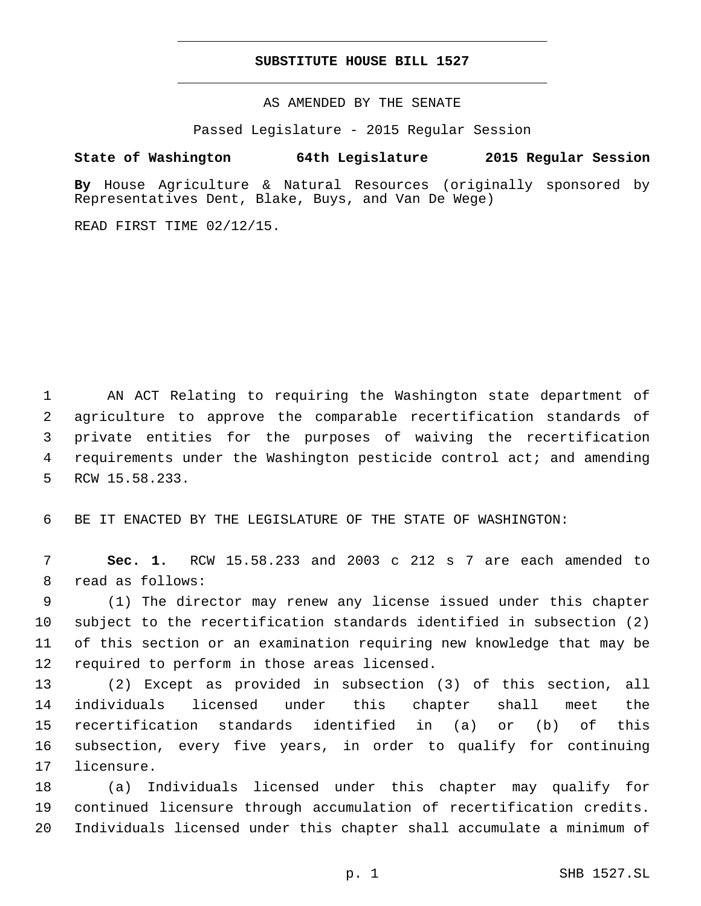# SUBSTITUTE HOUSE BILL 1527

AS AMENDED BY THE SENATE

Passed Legislature - 2015 Regular Session

**State of Washington 64th Legislature 2015 Regular Session**

**By** House Agriculture & Natural Resources (originally sponsored by Representatives Dent, Blake, Buys, and Van De Wege)

READ FIRST TIME 02/12/15.

AN ACT Relating to requiring the Washington state department of agriculture to approve the comparable recertification standards of private entities for the purposes of waiving the recertification requirements under the Washington pesticide control act; and amending RCW 15.58.233.

BE IT ENACTED BY THE LEGISLATURE OF THE STATE OF WASHINGTON:

**Sec. 1.** RCW 15.58.233 and 2003 c 212 s 7 are each amended to read as follows:

(1) The director may renew any license issued under this chapter subject to the recertification standards identified in subsection (2) of this section or an examination requiring new knowledge that may be required to perform in those areas licensed.

(2) Except as provided in subsection (3) of this section, all individuals licensed under this chapter shall meet the recertification standards identified in (a) or (b) of this subsection, every five years, in order to qualify for continuing licensure.

(a) Individuals licensed under this chapter may qualify for continued licensure through accumulation of recertification credits. Individuals licensed under this chapter shall accumulate a minimum of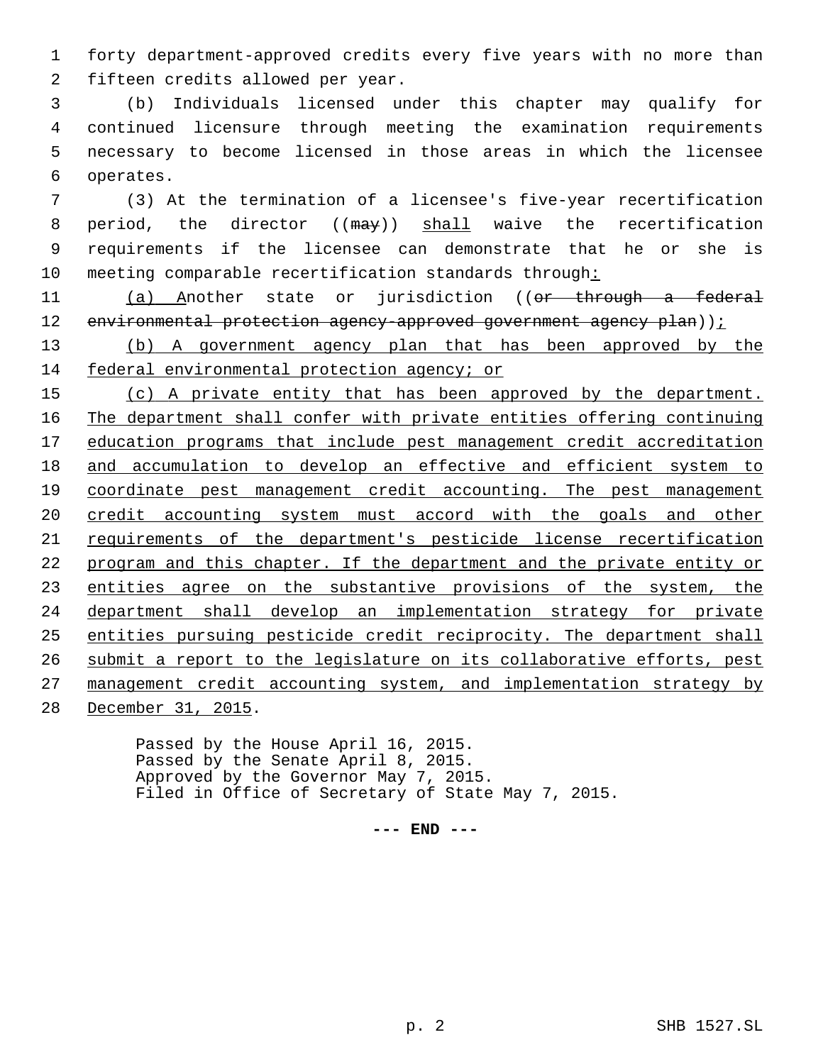forty department-approved credits every five years with no more than fifteen credits allowed per year.

(b) Individuals licensed under this chapter may qualify for continued licensure through meeting the examination requirements necessary to become licensed in those areas in which the licensee operates.

(3) At the termination of a licensee's five-year recertification period, the director ((~~may~~)) <u>shall</u> waive the recertification requirements if the licensee can demonstrate that he or she is meeting comparable recertification standards through<u>:</u>

<u>(a) A</u>nother state or jurisdiction ((~~or through a federal environmental protection agency-approved government agency plan~~))<u>;</u>

<u>(b) A government agency plan that has been approved by the federal environmental protection agency; or</u>

<u>(c) A private entity that has been approved by the department. The department shall confer with private entities offering continuing education programs that include pest management credit accreditation and accumulation to develop an effective and efficient system to coordinate pest management credit accounting. The pest management credit accounting system must accord with the goals and other requirements of the department's pesticide license recertification program and this chapter. If the department and the private entity or entities agree on the substantive provisions of the system, the department shall develop an implementation strategy for private entities pursuing pesticide credit reciprocity. The department shall submit a report to the legislature on its collaborative efforts, pest management credit accounting system, and implementation strategy by December 31, 2015</u>.

Passed by the House April 16, 2015.
Passed by the Senate April 8, 2015.
Approved by the Governor May 7, 2015.
Filed in Office of Secretary of State May 7, 2015.

**--- END ---**